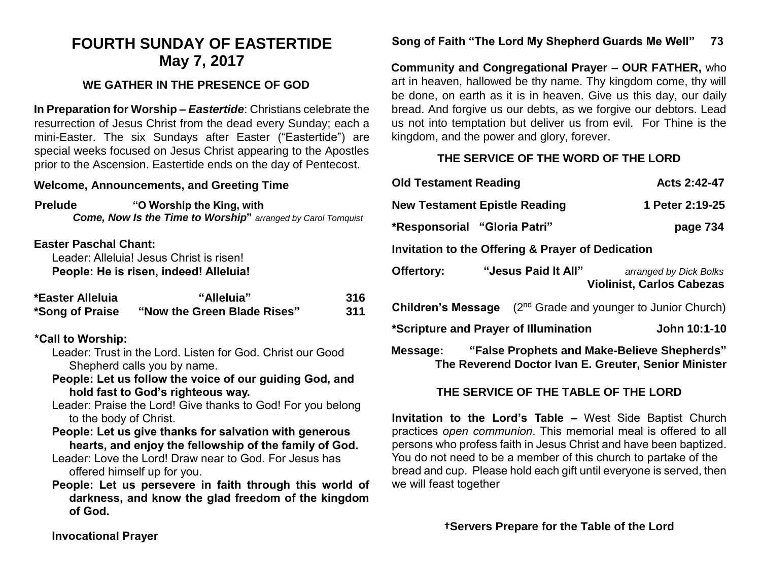# FOURTH SUNDAY OF EASTERTIDE
## May 7, 2017

### WE GATHER IN THE PRESENCE OF GOD

**In Preparation for Worship –** ***Eastertide***: Christians celebrate the resurrection of Jesus Christ from the dead every Sunday; each a mini-Easter. The six Sundays after Easter ("Eastertide") are special weeks focused on Jesus Christ appearing to the Apostles prior to the Ascension. Eastertide ends on the day of Pentecost.

**Welcome, Announcements, and Greeting Time**

**Prelude** **"O Worship the King, with** ***Come, Now Is the Time to Worship*****"** *arranged by Carol Tornquist*

**Easter Paschal Chant:**

Leader: Alleluia! Jesus Christ is risen!

**People: He is risen, indeed! Alleluia!**

**\*Easter Alleluia** **"Alleluia"** **316**

**\*Song of Praise** **"Now the Green Blade Rises"** **311**

**\*Call to Worship:**

Leader: Trust in the Lord. Listen for God. Christ our Good Shepherd calls you by name.

**People: Let us follow the voice of our guiding God, and hold fast to God's righteous way.**

Leader: Praise the Lord! Give thanks to God! For you belong to the body of Christ.

**People: Let us give thanks for salvation with generous hearts, and enjoy the fellowship of the family of God.**

Leader: Love the Lord! Draw near to God. For Jesus has offered himself up for you.

**People: Let us persevere in faith through this world of darkness, and know the glad freedom of the kingdom of God.**

**Invocational Prayer**

**Song of Faith "The Lord My Shepherd Guards Me Well"** **73**

**Community and Congregational Prayer – OUR FATHER,** who art in heaven, hallowed be thy name. Thy kingdom come, thy will be done, on earth as it is in heaven. Give us this day, our daily bread. And forgive us our debts, as we forgive our debtors. Lead us not into temptation but deliver us from evil. For Thine is the kingdom, and the power and glory, forever.

### THE SERVICE OF THE WORD OF THE LORD

**Old Testament Reading** **Acts 2:42-47**

**New Testament Epistle Reading** **1 Peter 2:19-25**

**\*Responsorial "Gloria Patri"** **page 734**

**Invitation to the Offering & Prayer of Dedication**

**Offertory:** **"Jesus Paid It All"** *arranged by Dick Bolks*
**Violinist, Carlos Cabezas**

**Children's Message** (2nd Grade and younger to Junior Church)

**\*Scripture and Prayer of Illumination** **John 10:1-10**

**Message:** **"False Prophets and Make-Believe Shepherds"**
**The Reverend Doctor Ivan E. Greuter, Senior Minister**

### THE SERVICE OF THE TABLE OF THE LORD

**Invitation to the Lord's Table –** West Side Baptist Church practices *open communion*. This memorial meal is offered to all persons who profess faith in Jesus Christ and have been baptized. You do not need to be a member of this church to partake of the bread and cup. Please hold each gift until everyone is served, then we will feast together

**†Servers Prepare for the Table of the Lord**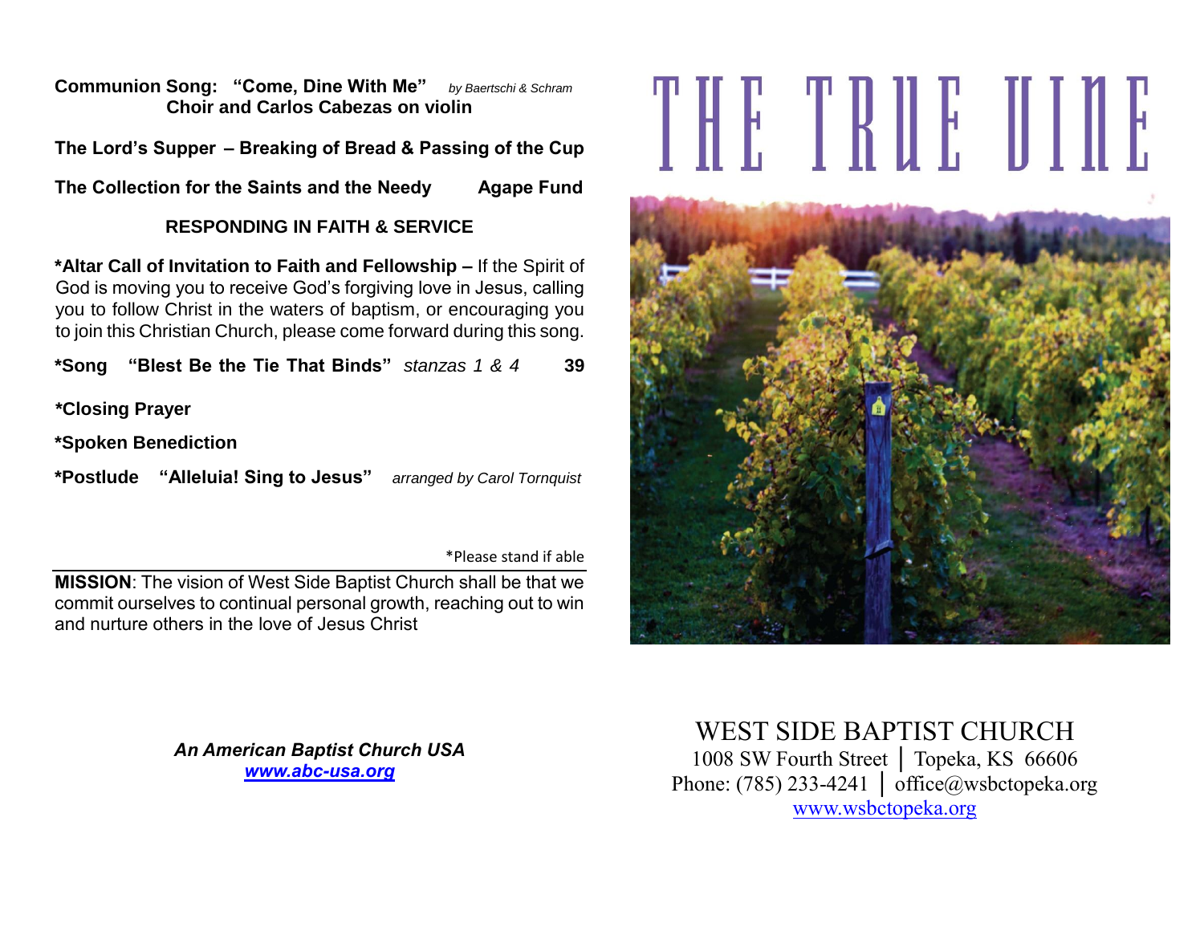**Communion Song: "Come, Dine With Me"** *by Baertschi & Schram*
**Choir and Carlos Cabezas on violin**

**The Lord's Supper – Breaking of Bread & Passing of the Cup**

**The Collection for the Saints and the Needy** **Agape Fund**

## RESPONDING IN FAITH & SERVICE

***Altar Call of Invitation to Faith and Fellowship –** If the Spirit of God is moving you to receive God's forgiving love in Jesus, calling you to follow Christ in the waters of baptism, or encouraging you to join this Christian Church, please come forward during this song.

***Song "Blest Be the Tie That Binds"** *stanzas 1 & 4* **39**

***Closing Prayer**

***Spoken Benediction**

***Postlude "Alleluia! Sing to Jesus"** *arranged by Carol Tornquist*

*Please stand if able

**MISSION**: The vision of West Side Baptist Church shall be that we commit ourselves to continual personal growth, reaching out to win and nurture others in the love of Jesus Christ

***An American Baptist Church USA***
***www.abc-usa.org***

# THE TRUE VINE

WEST SIDE BAPTIST CHURCH
1008 SW Fourth Street | Topeka, KS 66606
Phone: (785) 233-4241 | office@wsbctopeka.org
www.wsbctopeka.org